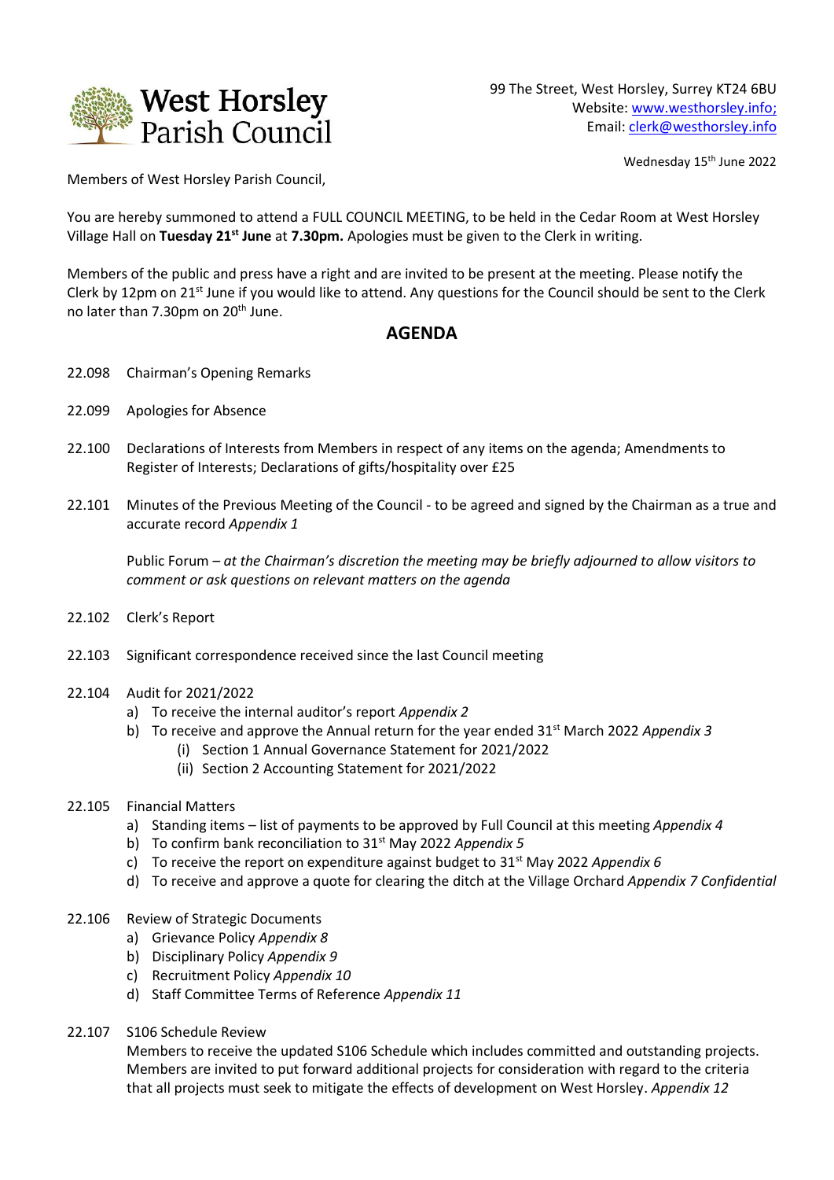# West Horsley Parish Council

99 The Street, West Horsley, Surrey KT24 6BU
Website: www.westhorsley.info;
Email: clerk@westhorsley.info

Wednesday 15th June 2022

Members of West Horsley Parish Council,

You are hereby summoned to attend a FULL COUNCIL MEETING, to be held in the Cedar Room at West Horsley Village Hall on **Tuesday 21st June** at **7.30pm.** Apologies must be given to the Clerk in writing.

Members of the public and press have a right and are invited to be present at the meeting. Please notify the Clerk by 12pm on 21st June if you would like to attend. Any questions for the Council should be sent to the Clerk no later than 7.30pm on 20th June.

## AGENDA

22.098 Chairman's Opening Remarks

22.099 Apologies for Absence

22.100 Declarations of Interests from Members in respect of any items on the agenda; Amendments to Register of Interests; Declarations of gifts/hospitality over £25

22.101 Minutes of the Previous Meeting of the Council - to be agreed and signed by the Chairman as a true and accurate record *Appendix 1*

Public Forum – *at the Chairman's discretion the meeting may be briefly adjourned to allow visitors to comment or ask questions on relevant matters on the agenda*

22.102 Clerk's Report

22.103 Significant correspondence received since the last Council meeting

22.104 Audit for 2021/2022

- a) To receive the internal auditor's report *Appendix 2*
- b) To receive and approve the Annual return for the year ended 31st March 2022 *Appendix 3*
  - (i) Section 1 Annual Governance Statement for 2021/2022
  - (ii) Section 2 Accounting Statement for 2021/2022

22.105 Financial Matters

- a) Standing items – list of payments to be approved by Full Council at this meeting *Appendix 4*
- b) To confirm bank reconciliation to 31st May 2022 *Appendix 5*
- c) To receive the report on expenditure against budget to 31st May 2022 *Appendix 6*
- d) To receive and approve a quote for clearing the ditch at the Village Orchard *Appendix 7 Confidential*

22.106 Review of Strategic Documents

- a) Grievance Policy *Appendix 8*
- b) Disciplinary Policy *Appendix 9*
- c) Recruitment Policy *Appendix 10*
- d) Staff Committee Terms of Reference *Appendix 11*

22.107 S106 Schedule Review

Members to receive the updated S106 Schedule which includes committed and outstanding projects. Members are invited to put forward additional projects for consideration with regard to the criteria that all projects must seek to mitigate the effects of development on West Horsley. *Appendix 12*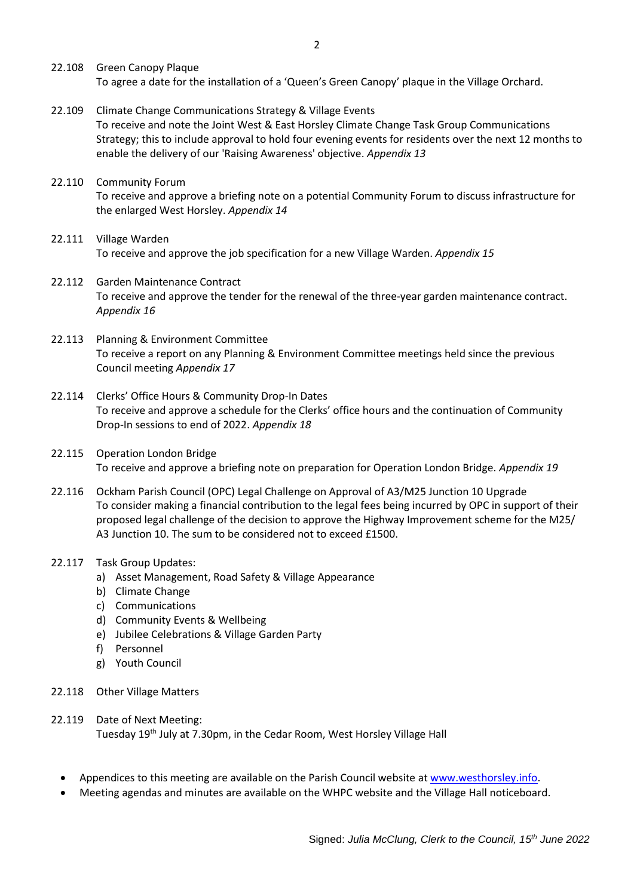22.108 Green Canopy Plaque
To agree a date for the installation of a 'Queen's Green Canopy' plaque in the Village Orchard.

22.109 Climate Change Communications Strategy & Village Events
To receive and note the Joint West & East Horsley Climate Change Task Group Communications Strategy; this to include approval to hold four evening events for residents over the next 12 months to enable the delivery of our 'Raising Awareness' objective. *Appendix 13*

22.110 Community Forum
To receive and approve a briefing note on a potential Community Forum to discuss infrastructure for the enlarged West Horsley. *Appendix 14*

22.111 Village Warden
To receive and approve the job specification for a new Village Warden. *Appendix 15*

22.112 Garden Maintenance Contract
To receive and approve the tender for the renewal of the three-year garden maintenance contract. *Appendix 16*

22.113 Planning & Environment Committee
To receive a report on any Planning & Environment Committee meetings held since the previous Council meeting *Appendix 17*

22.114 Clerks' Office Hours & Community Drop-In Dates
To receive and approve a schedule for the Clerks' office hours and the continuation of Community Drop-In sessions to end of 2022. *Appendix 18*

22.115 Operation London Bridge
To receive and approve a briefing note on preparation for Operation London Bridge. *Appendix 19*

22.116 Ockham Parish Council (OPC) Legal Challenge on Approval of A3/M25 Junction 10 Upgrade
To consider making a financial contribution to the legal fees being incurred by OPC in support of their proposed legal challenge of the decision to approve the Highway Improvement scheme for the M25/ A3 Junction 10. The sum to be considered not to exceed £1500.

22.117 Task Group Updates:
a) Asset Management, Road Safety & Village Appearance
b) Climate Change
c) Communications
d) Community Events & Wellbeing
e) Jubilee Celebrations & Village Garden Party
f) Personnel
g) Youth Council

22.118 Other Village Matters

22.119 Date of Next Meeting:
Tuesday 19th July at 7.30pm, in the Cedar Room, West Horsley Village Hall

- Appendices to this meeting are available on the Parish Council website at www.westhorsley.info.
- Meeting agendas and minutes are available on the WHPC website and the Village Hall noticeboard.

Signed: *Julia McClung, Clerk to the Council, 15th June 2022*